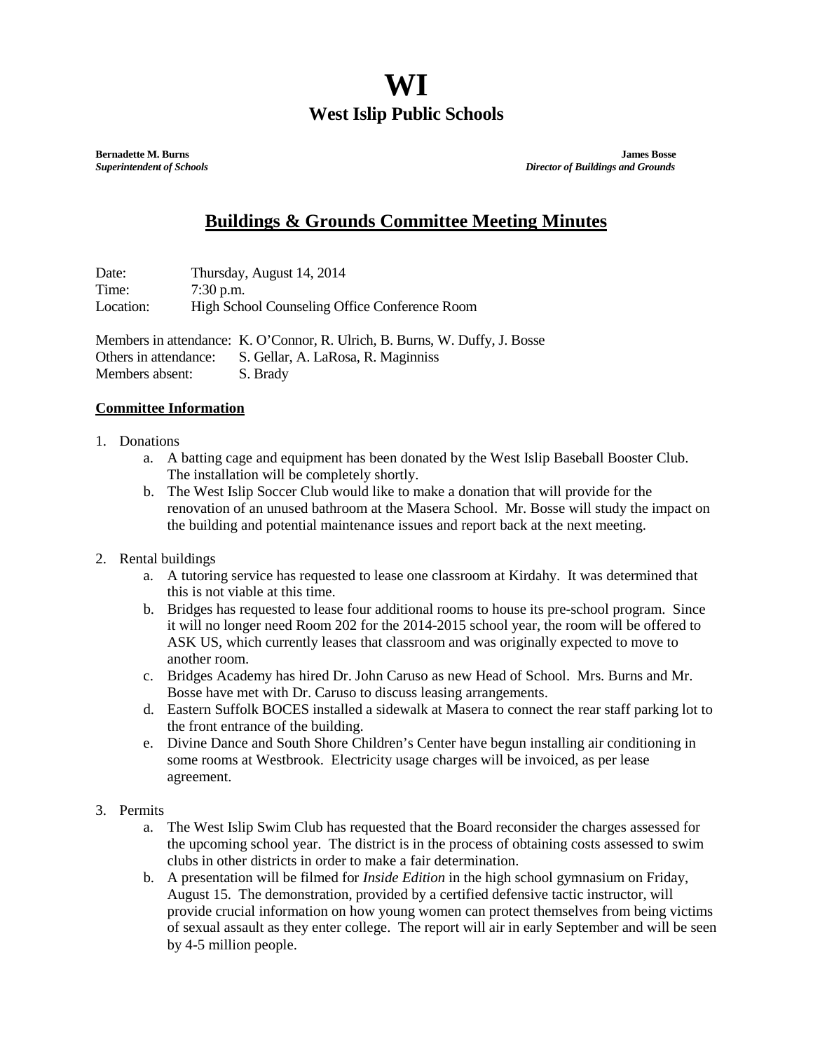# WI

## West Islip Public Schools

**Bernadette M. Burns**
***Superintendent of Schools***

**James Bosse**
***Director of Buildings and Grounds***

## Buildings & Grounds Committee Meeting Minutes

Date: Thursday, August 14, 2014
Time: 7:30 p.m.
Location: High School Counseling Office Conference Room

Members in attendance: K. O'Connor, R. Ulrich, B. Burns, W. Duffy, J. Bosse
Others in attendance: S. Gellar, A. LaRosa, R. Maginniss
Members absent: S. Brady

**Committee Information**

1. Donations
   a. A batting cage and equipment has been donated by the West Islip Baseball Booster Club. The installation will be completely shortly.
   b. The West Islip Soccer Club would like to make a donation that will provide for the renovation of an unused bathroom at the Masera School. Mr. Bosse will study the impact on the building and potential maintenance issues and report back at the next meeting.

2. Rental buildings
   a. A tutoring service has requested to lease one classroom at Kirdahy. It was determined that this is not viable at this time.
   b. Bridges has requested to lease four additional rooms to house its pre-school program. Since it will no longer need Room 202 for the 2014-2015 school year, the room will be offered to ASK US, which currently leases that classroom and was originally expected to move to another room.
   c. Bridges Academy has hired Dr. John Caruso as new Head of School. Mrs. Burns and Mr. Bosse have met with Dr. Caruso to discuss leasing arrangements.
   d. Eastern Suffolk BOCES installed a sidewalk at Masera to connect the rear staff parking lot to the front entrance of the building.
   e. Divine Dance and South Shore Children's Center have begun installing air conditioning in some rooms at Westbrook. Electricity usage charges will be invoiced, as per lease agreement.

3. Permits
   a. The West Islip Swim Club has requested that the Board reconsider the charges assessed for the upcoming school year. The district is in the process of obtaining costs assessed to swim clubs in other districts in order to make a fair determination.
   b. A presentation will be filmed for *Inside Edition* in the high school gymnasium on Friday, August 15. The demonstration, provided by a certified defensive tactic instructor, will provide crucial information on how young women can protect themselves from being victims of sexual assault as they enter college. The report will air in early September and will be seen by 4-5 million people.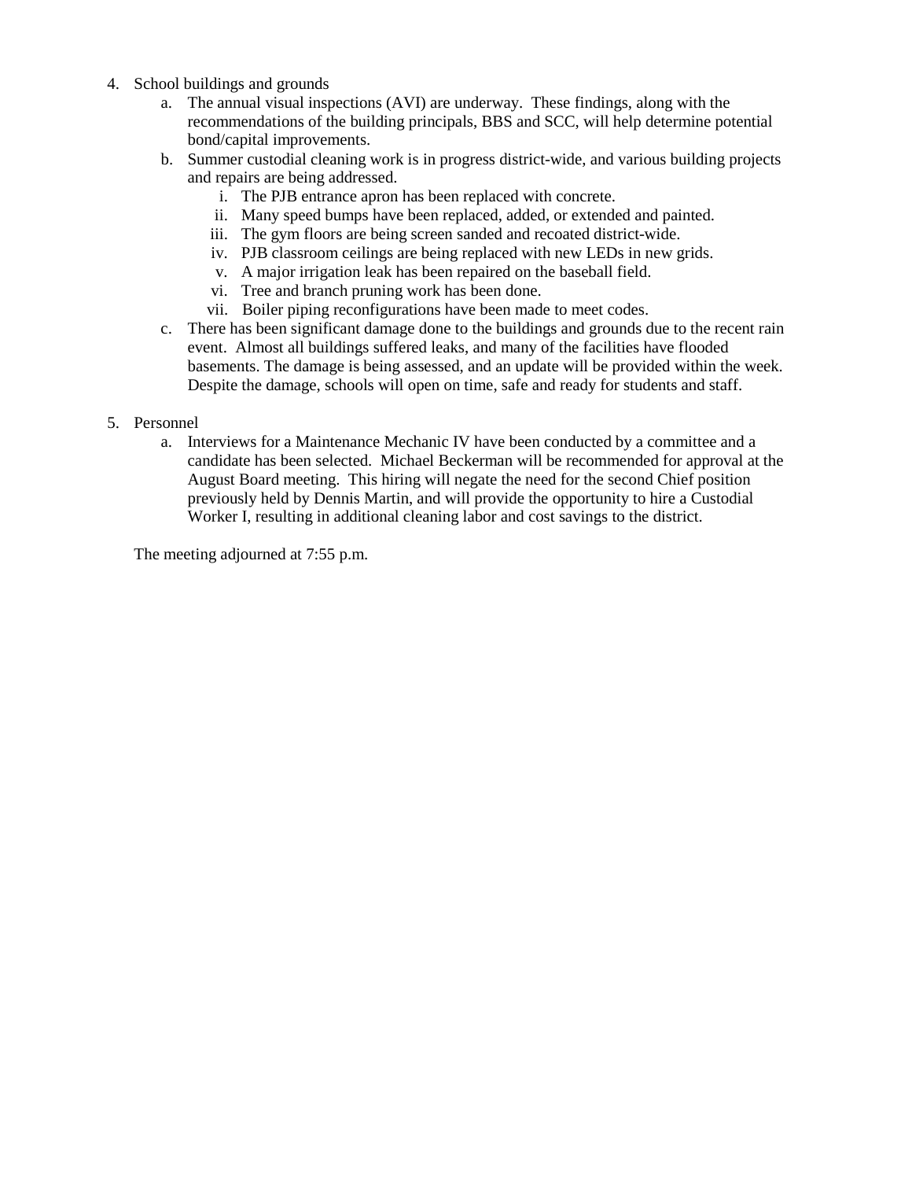4. School buildings and grounds
    a. The annual visual inspections (AVI) are underway. These findings, along with the recommendations of the building principals, BBS and SCC, will help determine potential bond/capital improvements.
    b. Summer custodial cleaning work is in progress district-wide, and various building projects and repairs are being addressed.
        i. The PJB entrance apron has been replaced with concrete.
        ii. Many speed bumps have been replaced, added, or extended and painted.
        iii. The gym floors are being screen sanded and recoated district-wide.
        iv. PJB classroom ceilings are being replaced with new LEDs in new grids.
        v. A major irrigation leak has been repaired on the baseball field.
        vi. Tree and branch pruning work has been done.
        vii. Boiler piping reconfigurations have been made to meet codes.
    c. There has been significant damage done to the buildings and grounds due to the recent rain event. Almost all buildings suffered leaks, and many of the facilities have flooded basements. The damage is being assessed, and an update will be provided within the week. Despite the damage, schools will open on time, safe and ready for students and staff.

5. Personnel
    a. Interviews for a Maintenance Mechanic IV have been conducted by a committee and a candidate has been selected. Michael Beckerman will be recommended for approval at the August Board meeting. This hiring will negate the need for the second Chief position previously held by Dennis Martin, and will provide the opportunity to hire a Custodial Worker I, resulting in additional cleaning labor and cost savings to the district.

The meeting adjourned at 7:55 p.m.